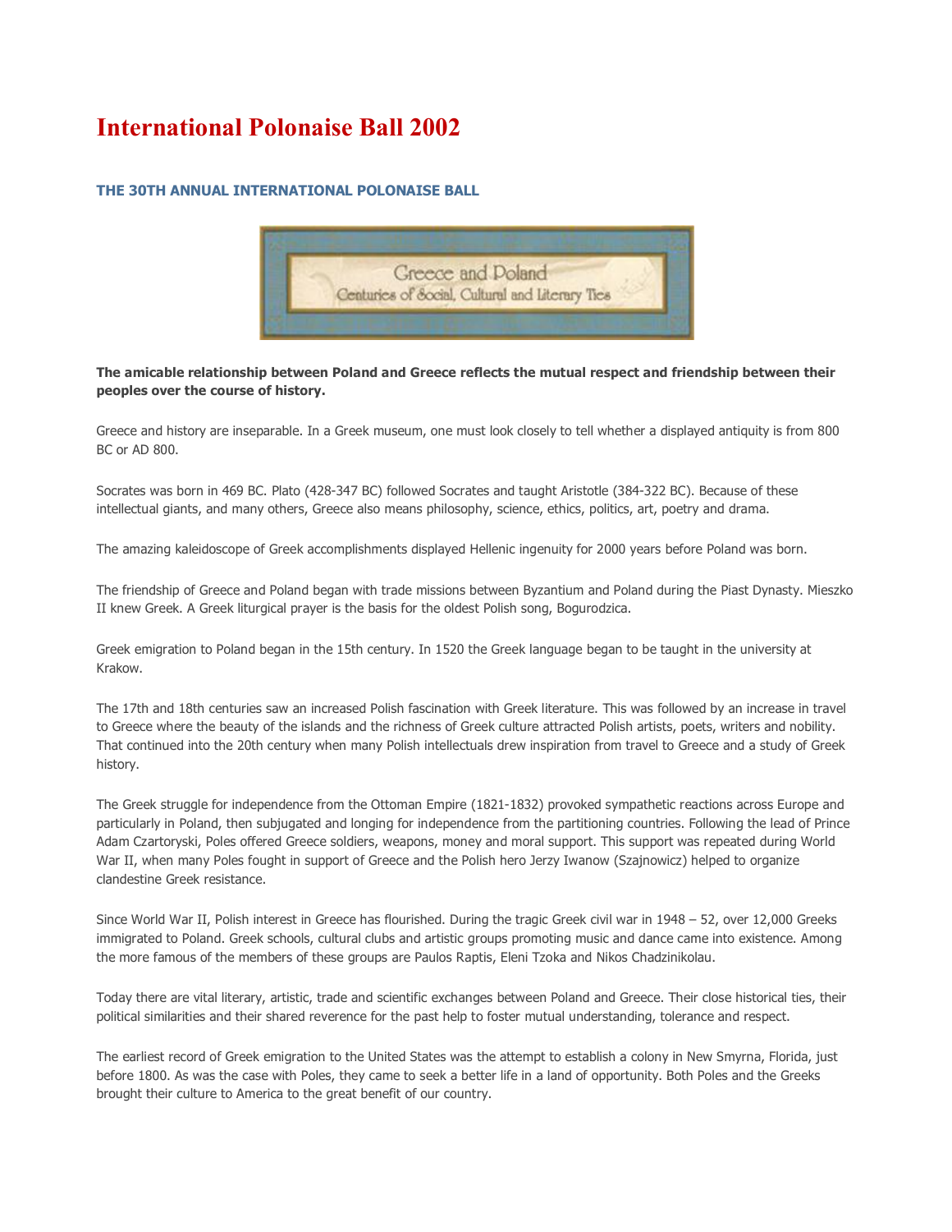# International Polonaise Ball 2002

### THE 30TH ANNUAL INTERNATIONAL POLONAISE BALL

Greece and Poland
Centuries of Social, Cultural and Literary Ties

**The amicable relationship between Poland and Greece reflects the mutual respect and friendship between their peoples over the course of history.**

Greece and history are inseparable. In a Greek museum, one must look closely to tell whether a displayed antiquity is from 800 BC or AD 800.

Socrates was born in 469 BC. Plato (428-347 BC) followed Socrates and taught Aristotle (384-322 BC). Because of these intellectual giants, and many others, Greece also means philosophy, science, ethics, politics, art, poetry and drama.

The amazing kaleidoscope of Greek accomplishments displayed Hellenic ingenuity for 2000 years before Poland was born.

The friendship of Greece and Poland began with trade missions between Byzantium and Poland during the Piast Dynasty. Mieszko II knew Greek. A Greek liturgical prayer is the basis for the oldest Polish song, Bogurodzica.

Greek emigration to Poland began in the 15th century. In 1520 the Greek language began to be taught in the university at Krakow.

The 17th and 18th centuries saw an increased Polish fascination with Greek literature. This was followed by an increase in travel to Greece where the beauty of the islands and the richness of Greek culture attracted Polish artists, poets, writers and nobility. That continued into the 20th century when many Polish intellectuals drew inspiration from travel to Greece and a study of Greek history.

The Greek struggle for independence from the Ottoman Empire (1821-1832) provoked sympathetic reactions across Europe and particularly in Poland, then subjugated and longing for independence from the partitioning countries. Following the lead of Prince Adam Czartoryski, Poles offered Greece soldiers, weapons, money and moral support. This support was repeated during World War II, when many Poles fought in support of Greece and the Polish hero Jerzy Iwanow (Szajnowicz) helped to organize clandestine Greek resistance.

Since World War II, Polish interest in Greece has flourished. During the tragic Greek civil war in 1948 – 52, over 12,000 Greeks immigrated to Poland. Greek schools, cultural clubs and artistic groups promoting music and dance came into existence. Among the more famous of the members of these groups are Paulos Raptis, Eleni Tzoka and Nikos Chadzinikolau.

Today there are vital literary, artistic, trade and scientific exchanges between Poland and Greece. Their close historical ties, their political similarities and their shared reverence for the past help to foster mutual understanding, tolerance and respect.

The earliest record of Greek emigration to the United States was the attempt to establish a colony in New Smyrna, Florida, just before 1800. As was the case with Poles, they came to seek a better life in a land of opportunity. Both Poles and the Greeks brought their culture to America to the great benefit of our country.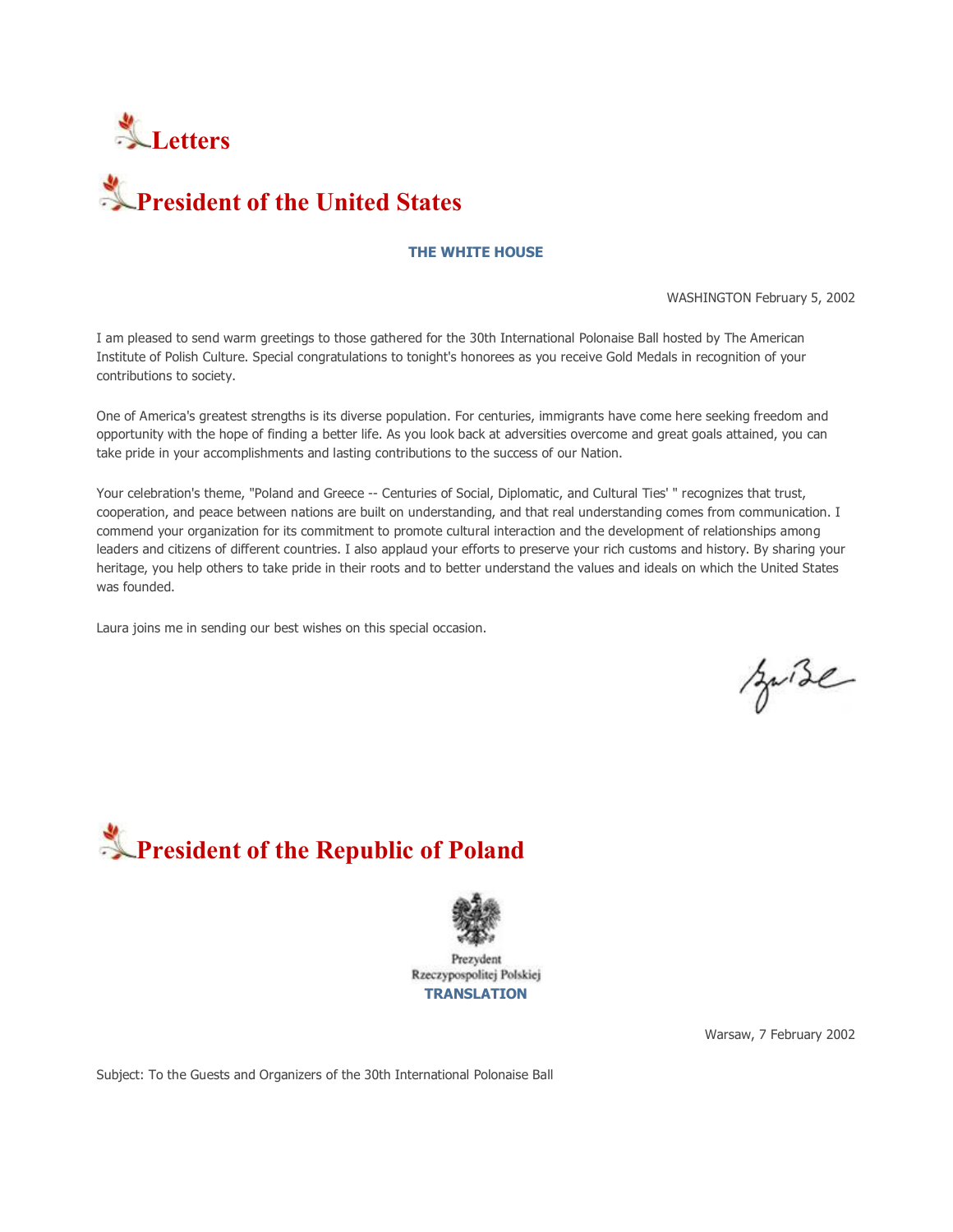# Letters

## President of the United States

**THE WHITE HOUSE**

WASHINGTON February 5, 2002

I am pleased to send warm greetings to those gathered for the 30th International Polonaise Ball hosted by The American Institute of Polish Culture. Special congratulations to tonight's honorees as you receive Gold Medals in recognition of your contributions to society.

One of America's greatest strengths is its diverse population. For centuries, immigrants have come here seeking freedom and opportunity with the hope of finding a better life. As you look back at adversities overcome and great goals attained, you can take pride in your accomplishments and lasting contributions to the success of our Nation.

Your celebration's theme, "Poland and Greece -- Centuries of Social, Diplomatic, and Cultural Ties' " recognizes that trust, cooperation, and peace between nations are built on understanding, and that real understanding comes from communication. I commend your organization for its commitment to promote cultural interaction and the development of relationships among leaders and citizens of different countries. I also applaud your efforts to preserve your rich customs and history. By sharing your heritage, you help others to take pride in their roots and to better understand the values and ideals on which the United States was founded.

Laura joins me in sending our best wishes on this special occasion.

## President of the Republic of Poland

Prezydent
Rzeczypospolitej Polskiej
**TRANSLATION**

Warsaw, 7 February 2002

Subject: To the Guests and Organizers of the 30th International Polonaise Ball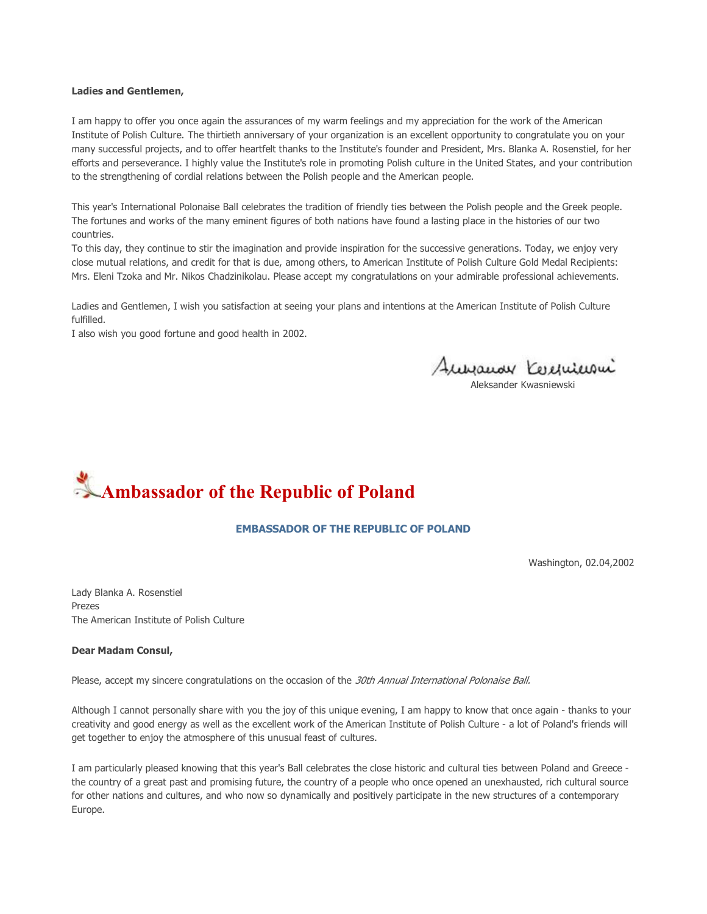**Ladies and Gentlemen,**

I am happy to offer you once again the assurances of my warm feelings and my appreciation for the work of the American Institute of Polish Culture. The thirtieth anniversary of your organization is an excellent opportunity to congratulate you on your many successful projects, and to offer heartfelt thanks to the Institute's founder and President, Mrs. Blanka A. Rosenstiel, for her efforts and perseverance. I highly value the Institute's role in promoting Polish culture in the United States, and your contribution to the strengthening of cordial relations between the Polish people and the American people.

This year's International Polonaise Ball celebrates the tradition of friendly ties between the Polish people and the Greek people. The fortunes and works of the many eminent figures of both nations have found a lasting place in the histories of our two countries.
To this day, they continue to stir the imagination and provide inspiration for the successive generations. Today, we enjoy very close mutual relations, and credit for that is due, among others, to American Institute of Polish Culture Gold Medal Recipients: Mrs. Eleni Tzoka and Mr. Nikos Chadzinikolau. Please accept my congratulations on your admirable professional achievements.

Ladies and Gentlemen, I wish you satisfaction at seeing your plans and intentions at the American Institute of Polish Culture fulfilled.
I also wish you good fortune and good health in 2002.

Aleksander Kwasniewski

# Ambassador of the Republic of Poland

**EMBASSADOR OF THE REPUBLIC OF POLAND**

Washington, 02.04,2002

Lady Blanka A. Rosenstiel
Prezes
The American Institute of Polish Culture

**Dear Madam Consul,**

Please, accept my sincere congratulations on the occasion of the *30th Annual International Polonaise Ball.*

Although I cannot personally share with you the joy of this unique evening, I am happy to know that once again - thanks to your creativity and good energy as well as the excellent work of the American Institute of Polish Culture - a lot of Poland's friends will get together to enjoy the atmosphere of this unusual feast of cultures.

I am particularly pleased knowing that this year's Ball celebrates the close historic and cultural ties between Poland and Greece - the country of a great past and promising future, the country of a people who once opened an unexhausted, rich cultural source for other nations and cultures, and who now so dynamically and positively participate in the new structures of a contemporary Europe.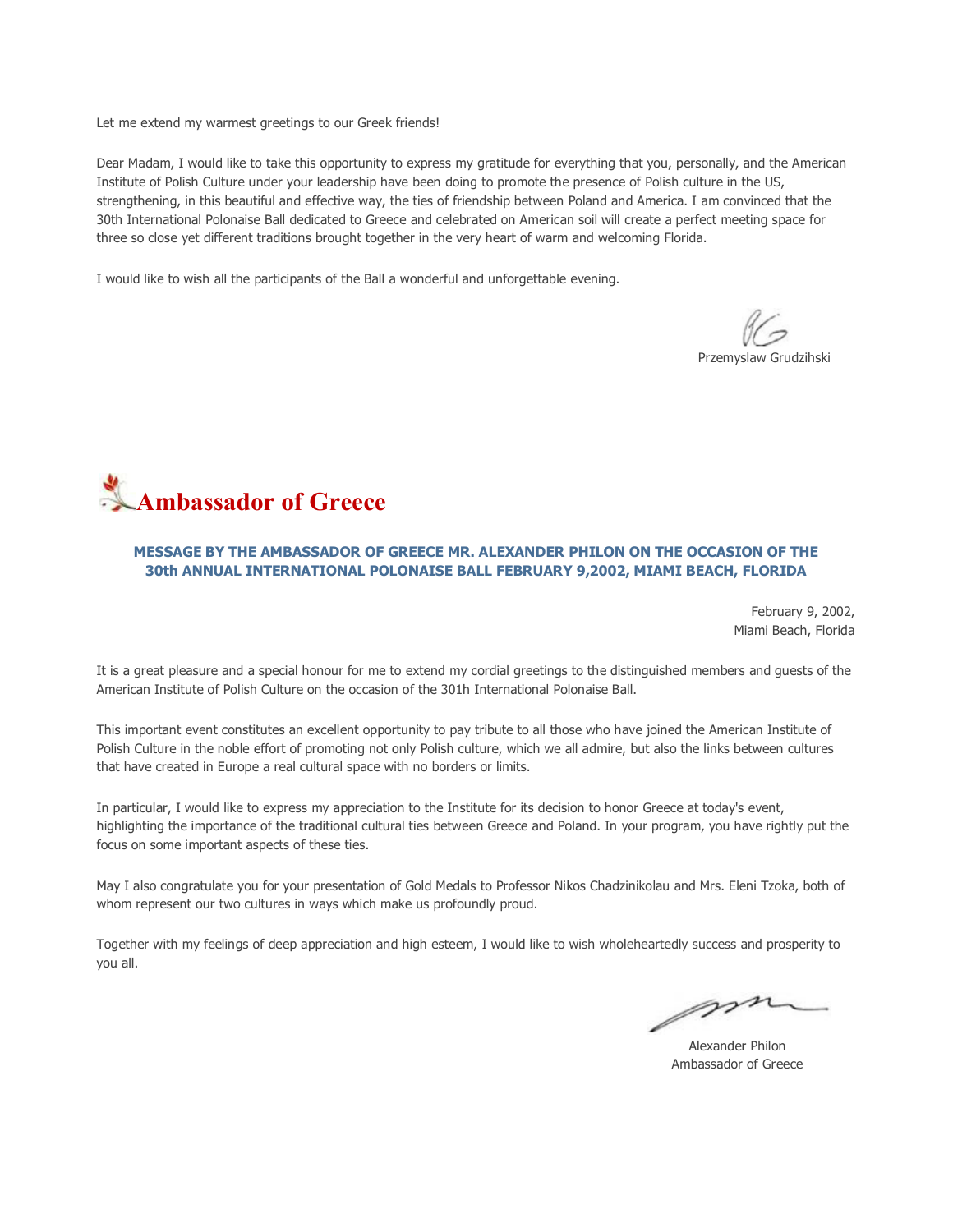Let me extend my warmest greetings to our Greek friends!

Dear Madam, I would like to take this opportunity to express my gratitude for everything that you, personally, and the American Institute of Polish Culture under your leadership have been doing to promote the presence of Polish culture in the US, strengthening, in this beautiful and effective way, the ties of friendship between Poland and America. I am convinced that the 30th International Polonaise Ball dedicated to Greece and celebrated on American soil will create a perfect meeting space for three so close yet different traditions brought together in the very heart of warm and welcoming Florida.

I would like to wish all the participants of the Ball a wonderful and unforgettable evening.

Przemyslaw Grudzihski

# Ambassador of Greece

**MESSAGE BY THE AMBASSADOR OF GREECE MR. ALEXANDER PHILON ON THE OCCASION OF THE 30th ANNUAL INTERNATIONAL POLONAISE BALL FEBRUARY 9,2002, MIAMI BEACH, FLORIDA**

February 9, 2002,
Miami Beach, Florida

It is a great pleasure and a special honour for me to extend my cordial greetings to the distinguished members and guests of the American Institute of Polish Culture on the occasion of the 301h International Polonaise Ball.

This important event constitutes an excellent opportunity to pay tribute to all those who have joined the American Institute of Polish Culture in the noble effort of promoting not only Polish culture, which we all admire, but also the links between cultures that have created in Europe a real cultural space with no borders or limits.

In particular, I would like to express my appreciation to the Institute for its decision to honor Greece at today's event, highlighting the importance of the traditional cultural ties between Greece and Poland. In your program, you have rightly put the focus on some important aspects of these ties.

May I also congratulate you for your presentation of Gold Medals to Professor Nikos Chadzinikolau and Mrs. Eleni Tzoka, both of whom represent our two cultures in ways which make us profoundly proud.

Together with my feelings of deep appreciation and high esteem, I would like to wish wholeheartedly success and prosperity to you all.

Alexander Philon
Ambassador of Greece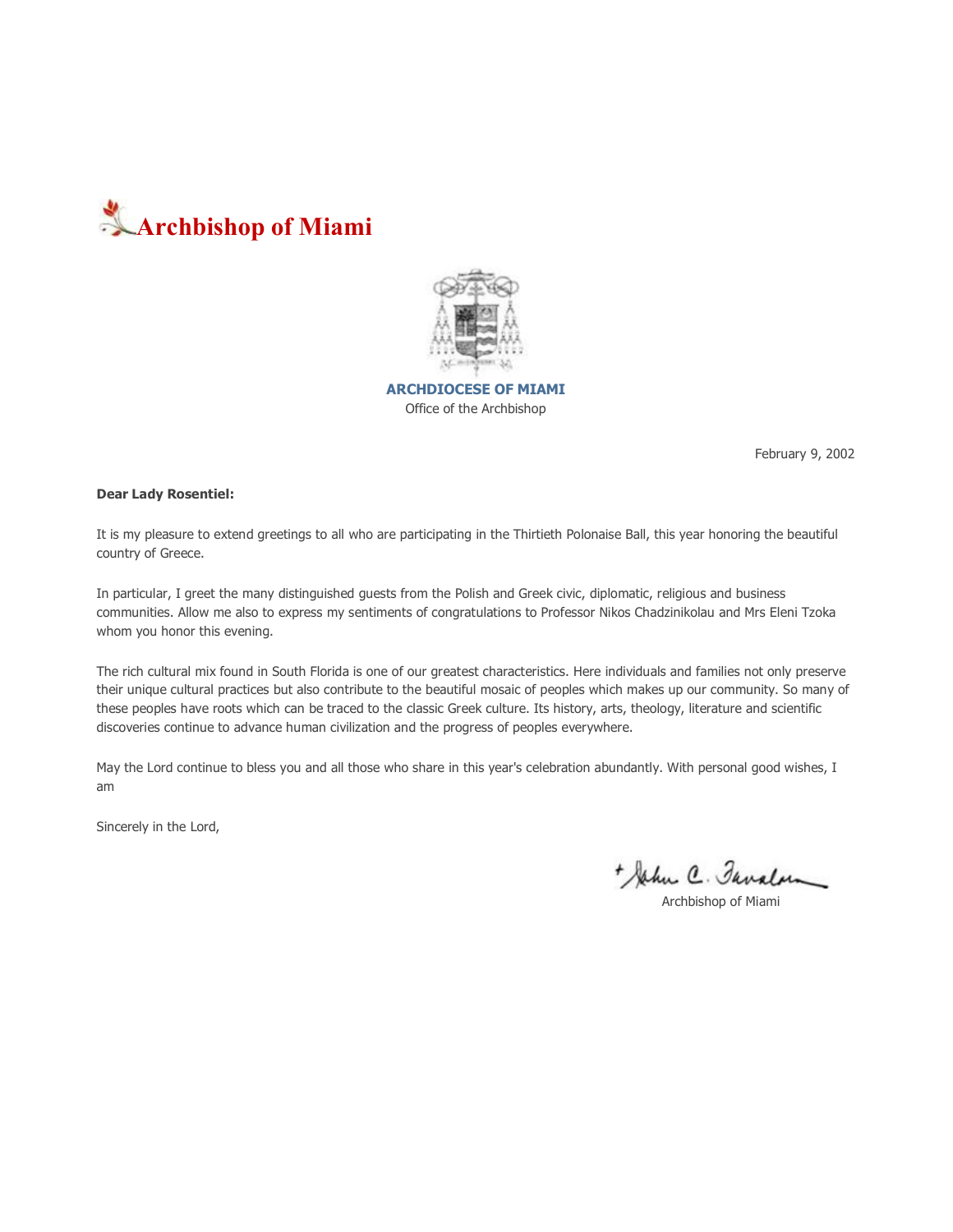# Archbishop of Miami

**ARCHDIOCESE OF MIAMI**
Office of the Archbishop

February 9, 2002

**Dear Lady Rosentiel:**

It is my pleasure to extend greetings to all who are participating in the Thirtieth Polonaise Ball, this year honoring the beautiful country of Greece.

In particular, I greet the many distinguished guests from the Polish and Greek civic, diplomatic, religious and business communities. Allow me also to express my sentiments of congratulations to Professor Nikos Chadzinikolau and Mrs Eleni Tzoka whom you honor this evening.

The rich cultural mix found in South Florida is one of our greatest characteristics. Here individuals and families not only preserve their unique cultural practices but also contribute to the beautiful mosaic of peoples which makes up our community. So many of these peoples have roots which can be traced to the classic Greek culture. Its history, arts, theology, literature and scientific discoveries continue to advance human civilization and the progress of peoples everywhere.

May the Lord continue to bless you and all those who share in this year's celebration abundantly. With personal good wishes, I am

Sincerely in the Lord,

+John C. Favalora

Archbishop of Miami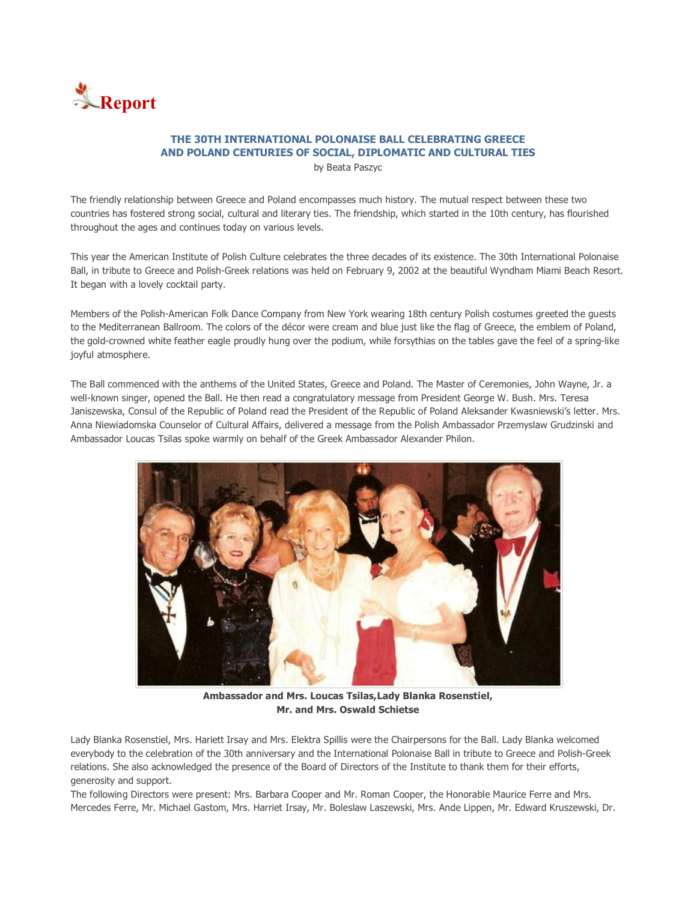# Report

### THE 30TH INTERNATIONAL POLONAISE BALL CELEBRATING GREECE AND POLAND CENTURIES OF SOCIAL, DIPLOMATIC AND CULTURAL TIES

by Beata Paszyc

The friendly relationship between Greece and Poland encompasses much history. The mutual respect between these two countries has fostered strong social, cultural and literary ties. The friendship, which started in the 10th century, has flourished throughout the ages and continues today on various levels.

This year the American Institute of Polish Culture celebrates the three decades of its existence. The 30th International Polonaise Ball, in tribute to Greece and Polish-Greek relations was held on February 9, 2002 at the beautiful Wyndham Miami Beach Resort. It began with a lovely cocktail party.

Members of the Polish-American Folk Dance Company from New York wearing 18th century Polish costumes greeted the guests to the Mediterranean Ballroom. The colors of the décor were cream and blue just like the flag of Greece, the emblem of Poland, the gold-crowned white feather eagle proudly hung over the podium, while forsythias on the tables gave the feel of a spring-like joyful atmosphere.

The Ball commenced with the anthems of the United States, Greece and Poland. The Master of Ceremonies, John Wayne, Jr. a well-known singer, opened the Ball. He then read a congratulatory message from President George W. Bush. Mrs. Teresa Janiszewska, Consul of the Republic of Poland read the President of the Republic of Poland Aleksander Kwasniewski's letter. Mrs. Anna Niewiadomska Counselor of Cultural Affairs, delivered a message from the Polish Ambassador Przemyslaw Grudzinski and Ambassador Loucas Tsilas spoke warmly on behalf of the Greek Ambassador Alexander Philon.

**Ambassador and Mrs. Loucas Tsilas,Lady Blanka Rosenstiel, Mr. and Mrs. Oswald Schietse**

Lady Blanka Rosenstiel, Mrs. Hariett Irsay and Mrs. Elektra Spillis were the Chairpersons for the Ball. Lady Blanka welcomed everybody to the celebration of the 30th anniversary and the International Polonaise Ball in tribute to Greece and Polish-Greek relations. She also acknowledged the presence of the Board of Directors of the Institute to thank them for their efforts, generosity and support.

The following Directors were present: Mrs. Barbara Cooper and Mr. Roman Cooper, the Honorable Maurice Ferre and Mrs. Mercedes Ferre, Mr. Michael Gastom, Mrs. Harriet Irsay, Mr. Boleslaw Laszewski, Mrs. Ande Lippen, Mr. Edward Kruszewski, Dr.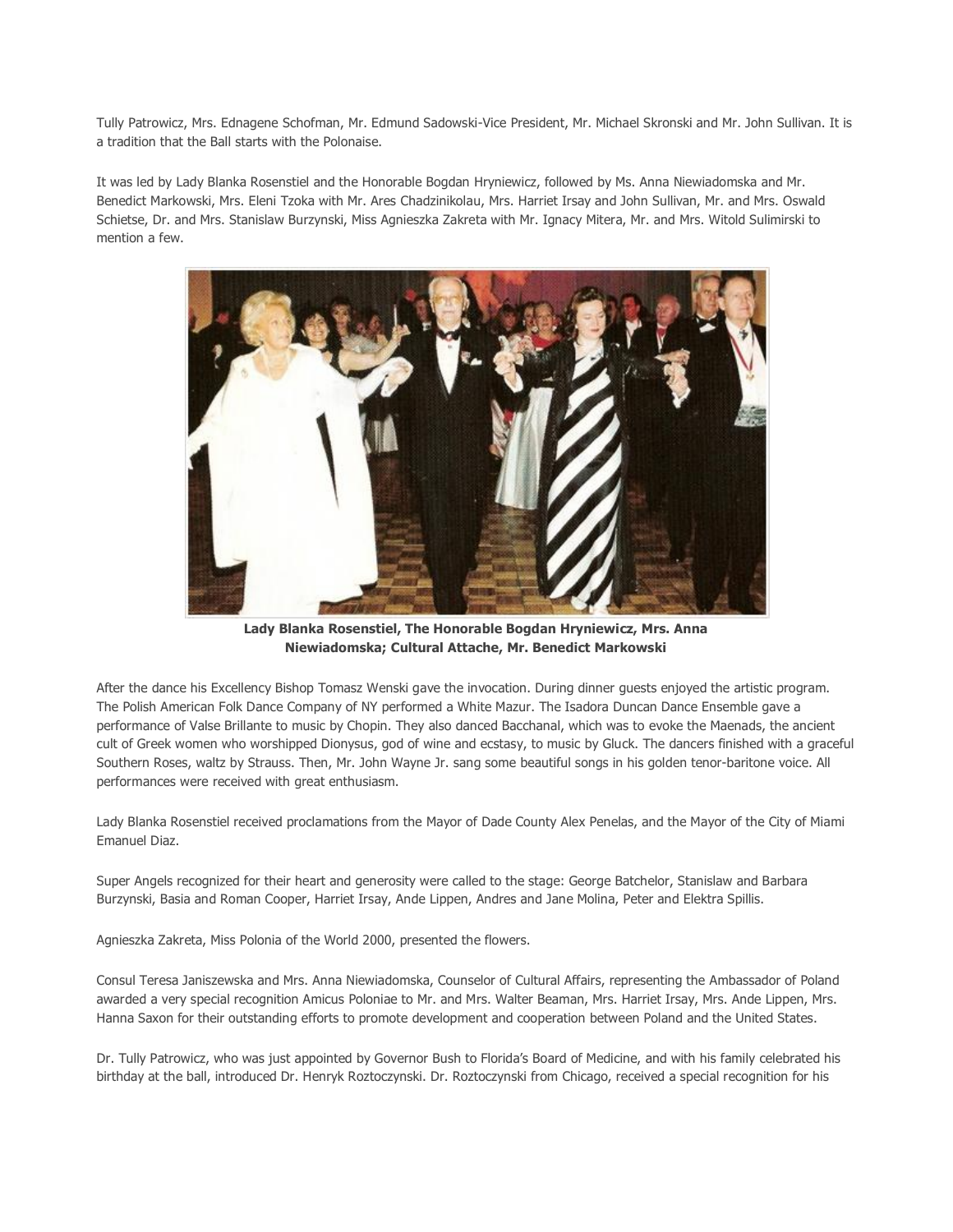Tully Patrowicz, Mrs. Ednagene Schofman, Mr. Edmund Sadowski-Vice President, Mr. Michael Skronski and Mr. John Sullivan. It is a tradition that the Ball starts with the Polonaise.

It was led by Lady Blanka Rosenstiel and the Honorable Bogdan Hryniewicz, followed by Ms. Anna Niewiadomska and Mr. Benedict Markowski, Mrs. Eleni Tzoka with Mr. Ares Chadzinikolau, Mrs. Harriet Irsay and John Sullivan, Mr. and Mrs. Oswald Schietse, Dr. and Mrs. Stanislaw Burzynski, Miss Agnieszka Zakreta with Mr. Ignacy Mitera, Mr. and Mrs. Witold Sulimirski to mention a few.

**Lady Blanka Rosenstiel, The Honorable Bogdan Hryniewicz, Mrs. Anna Niewiadomska; Cultural Attache, Mr. Benedict Markowski**

After the dance his Excellency Bishop Tomasz Wenski gave the invocation. During dinner guests enjoyed the artistic program. The Polish American Folk Dance Company of NY performed a White Mazur. The Isadora Duncan Dance Ensemble gave a performance of Valse Brillante to music by Chopin. They also danced Bacchanal, which was to evoke the Maenads, the ancient cult of Greek women who worshipped Dionysus, god of wine and ecstasy, to music by Gluck. The dancers finished with a graceful Southern Roses, waltz by Strauss. Then, Mr. John Wayne Jr. sang some beautiful songs in his golden tenor-baritone voice. All performances were received with great enthusiasm.

Lady Blanka Rosenstiel received proclamations from the Mayor of Dade County Alex Penelas, and the Mayor of the City of Miami Emanuel Diaz.

Super Angels recognized for their heart and generosity were called to the stage: George Batchelor, Stanislaw and Barbara Burzynski, Basia and Roman Cooper, Harriet Irsay, Ande Lippen, Andres and Jane Molina, Peter and Elektra Spillis.

Agnieszka Zakreta, Miss Polonia of the World 2000, presented the flowers.

Consul Teresa Janiszewska and Mrs. Anna Niewiadomska, Counselor of Cultural Affairs, representing the Ambassador of Poland awarded a very special recognition Amicus Poloniae to Mr. and Mrs. Walter Beaman, Mrs. Harriet Irsay, Mrs. Ande Lippen, Mrs. Hanna Saxon for their outstanding efforts to promote development and cooperation between Poland and the United States.

Dr. Tully Patrowicz, who was just appointed by Governor Bush to Florida's Board of Medicine, and with his family celebrated his birthday at the ball, introduced Dr. Henryk Roztoczynski. Dr. Roztoczynski from Chicago, received a special recognition for his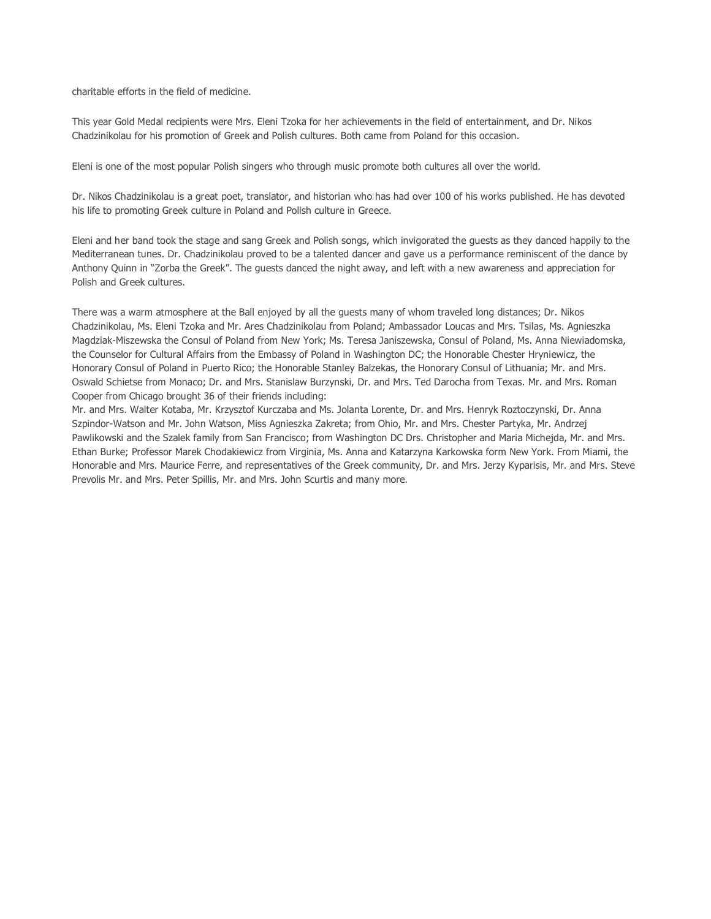charitable efforts in the field of medicine.

This year Gold Medal recipients were Mrs. Eleni Tzoka for her achievements in the field of entertainment, and Dr. Nikos Chadzinikolau for his promotion of Greek and Polish cultures. Both came from Poland for this occasion.

Eleni is one of the most popular Polish singers who through music promote both cultures all over the world.

Dr. Nikos Chadzinikolau is a great poet, translator, and historian who has had over 100 of his works published. He has devoted his life to promoting Greek culture in Poland and Polish culture in Greece.

Eleni and her band took the stage and sang Greek and Polish songs, which invigorated the guests as they danced happily to the Mediterranean tunes. Dr. Chadzinikolau proved to be a talented dancer and gave us a performance reminiscent of the dance by Anthony Quinn in "Zorba the Greek". The guests danced the night away, and left with a new awareness and appreciation for Polish and Greek cultures.

There was a warm atmosphere at the Ball enjoyed by all the guests many of whom traveled long distances; Dr. Nikos Chadzinikolau, Ms. Eleni Tzoka and Mr. Ares Chadzinikolau from Poland; Ambassador Loucas and Mrs. Tsilas, Ms. Agnieszka Magdziak-Miszewska the Consul of Poland from New York; Ms. Teresa Janiszewska, Consul of Poland, Ms. Anna Niewiadomska, the Counselor for Cultural Affairs from the Embassy of Poland in Washington DC; the Honorable Chester Hryniewicz, the Honorary Consul of Poland in Puerto Rico; the Honorable Stanley Balzekas, the Honorary Consul of Lithuania; Mr. and Mrs. Oswald Schietse from Monaco; Dr. and Mrs. Stanislaw Burzynski, Dr. and Mrs. Ted Darocha from Texas. Mr. and Mrs. Roman Cooper from Chicago brought 36 of their friends including:
Mr. and Mrs. Walter Kotaba, Mr. Krzysztof Kurczaba and Ms. Jolanta Lorente, Dr. and Mrs. Henryk Roztoczynski, Dr. Anna Szpindor-Watson and Mr. John Watson, Miss Agnieszka Zakreta; from Ohio, Mr. and Mrs. Chester Partyka, Mr. Andrzej Pawlikowski and the Szalek family from San Francisco; from Washington DC Drs. Christopher and Maria Michejda, Mr. and Mrs. Ethan Burke; Professor Marek Chodakiewicz from Virginia, Ms. Anna and Katarzyna Karkowska form New York. From Miami, the Honorable and Mrs. Maurice Ferre, and representatives of the Greek community, Dr. and Mrs. Jerzy Kyparisis, Mr. and Mrs. Steve Prevolis Mr. and Mrs. Peter Spillis, Mr. and Mrs. John Scurtis and many more.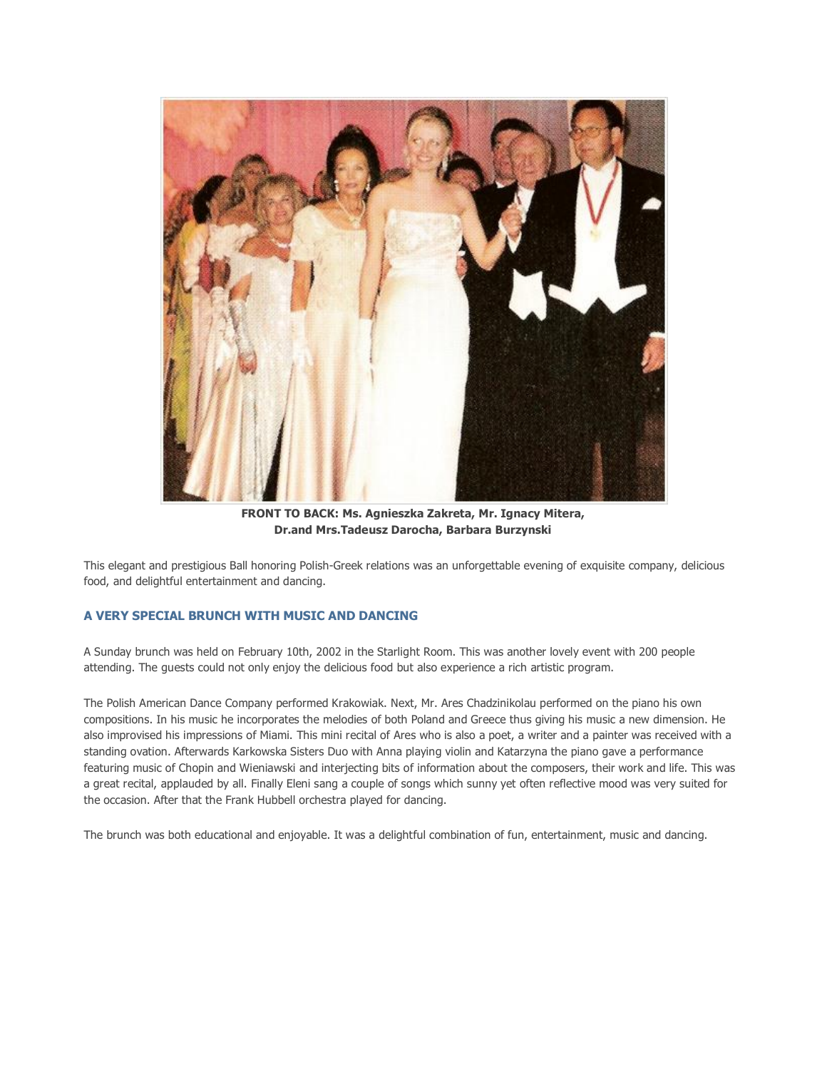**FRONT TO BACK: Ms. Agnieszka Zakreta, Mr. Ignacy Mitera, Dr.and Mrs.Tadeusz Darocha, Barbara Burzynski**

This elegant and prestigious Ball honoring Polish-Greek relations was an unforgettable evening of exquisite company, delicious food, and delightful entertainment and dancing.

### A VERY SPECIAL BRUNCH WITH MUSIC AND DANCING

A Sunday brunch was held on February 10th, 2002 in the Starlight Room. This was another lovely event with 200 people attending. The guests could not only enjoy the delicious food but also experience a rich artistic program.

The Polish American Dance Company performed Krakowiak. Next, Mr. Ares Chadzinikolau performed on the piano his own compositions. In his music he incorporates the melodies of both Poland and Greece thus giving his music a new dimension. He also improvised his impressions of Miami. This mini recital of Ares who is also a poet, a writer and a painter was received with a standing ovation. Afterwards Karkowska Sisters Duo with Anna playing violin and Katarzyna the piano gave a performance featuring music of Chopin and Wieniawski and interjecting bits of information about the composers, their work and life. This was a great recital, applauded by all. Finally Eleni sang a couple of songs which sunny yet often reflective mood was very suited for the occasion. After that the Frank Hubbell orchestra played for dancing.

The brunch was both educational and enjoyable. It was a delightful combination of fun, entertainment, music and dancing.